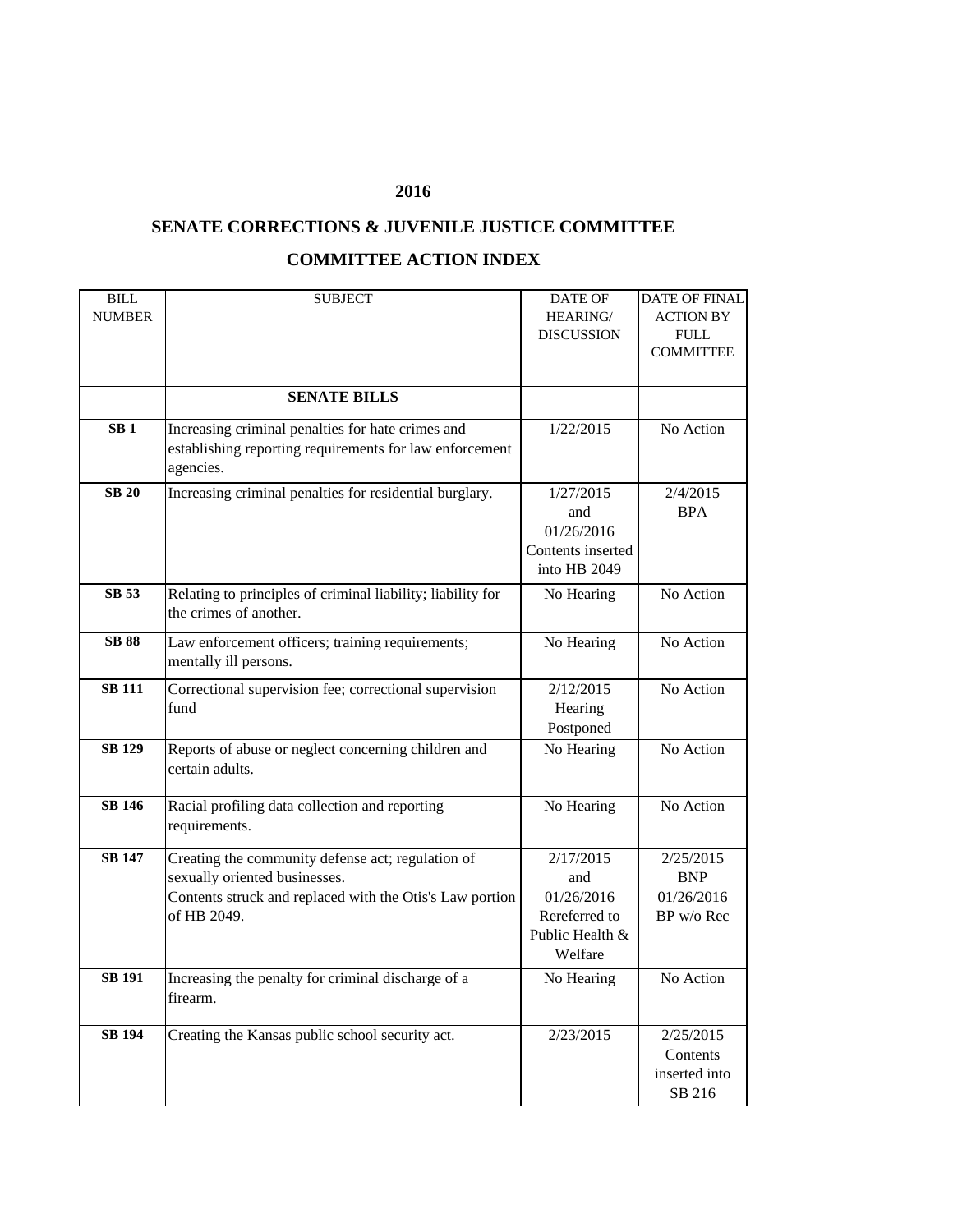# 2016

## SENATE CORRECTIONS & JUVENILE JUSTICE COMMITTEE

## COMMITTEE ACTION INDEX

| BILL NUMBER | SUBJECT | DATE OF HEARING/ DISCUSSION | DATE OF FINAL ACTION BY FULL COMMITTEE |
|---|---|---|---|
| | **SENATE BILLS** | | |
| **SB 1** | Increasing criminal penalties for hate crimes and establishing reporting requirements for law enforcement agencies. | 1/22/2015 | No Action |
| **SB 20** | Increasing criminal penalties for residential burglary. | 1/27/2015 and 01/26/2016 Contents inserted into HB 2049 | 2/4/2015 BPA |
| **SB 53** | Relating to principles of criminal liability; liability for the crimes of another. | No Hearing | No Action |
| **SB 88** | Law enforcement officers; training requirements; mentally ill persons. | No Hearing | No Action |
| **SB 111** | Correctional supervision fee; correctional supervision fund | 2/12/2015 Hearing Postponed | No Action |
| **SB 129** | Reports of abuse or neglect concerning children and certain adults. | No Hearing | No Action |
| **SB 146** | Racial profiling data collection and reporting requirements. | No Hearing | No Action |
| **SB 147** | Creating the community defense act; regulation of sexually oriented businesses. Contents struck and replaced with the Otis's Law portion of HB 2049. | 2/17/2015 and 01/26/2016 Rereferred to Public Health & Welfare | 2/25/2015 BNP 01/26/2016 BP w/o Rec |
| **SB 191** | Increasing the penalty for criminal discharge of a firearm. | No Hearing | No Action |
| **SB 194** | Creating the Kansas public school security act. | 2/23/2015 | 2/25/2015 Contents inserted into SB 216 |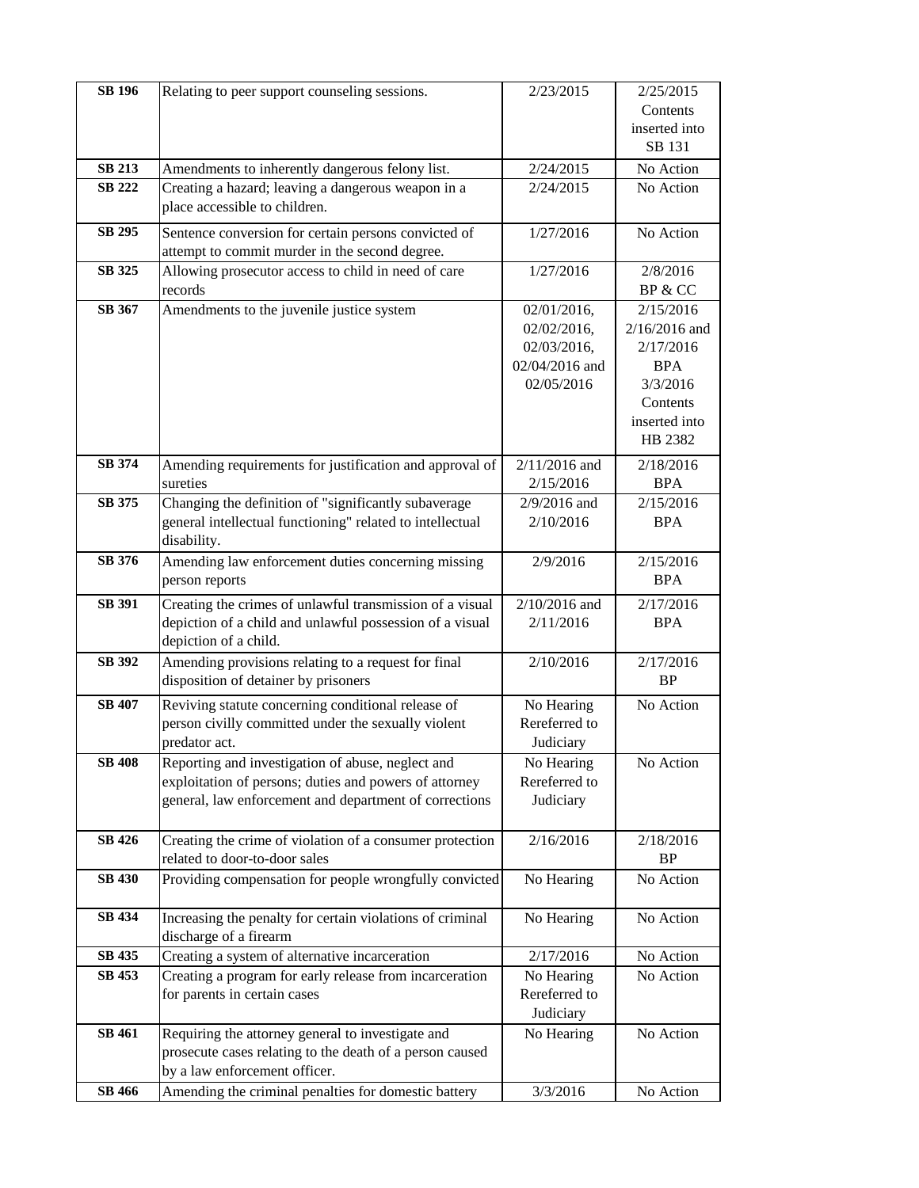| | | | |
|---|---|---|---|
| **SB 196** | Relating to peer support counseling sessions. | 2/23/2015 | 2/25/2015 Contents inserted into SB 131 |
| **SB 213** | Amendments to inherently dangerous felony list. | 2/24/2015 | No Action |
| **SB 222** | Creating a hazard; leaving a dangerous weapon in a place accessible to children. | 2/24/2015 | No Action |
| **SB 295** | Sentence conversion for certain persons convicted of attempt to commit murder in the second degree. | 1/27/2016 | No Action |
| **SB 325** | Allowing prosecutor access to child in need of care records | 1/27/2016 | 2/8/2016 BP & CC |
| **SB 367** | Amendments to the juvenile justice system | 02/01/2016, 02/02/2016, 02/03/2016, 02/04/2016 and 02/05/2016 | 2/15/2016 2/16/2016 and 2/17/2016 BPA 3/3/2016 Contents inserted into HB 2382 |
| **SB 374** | Amending requirements for justification and approval of sureties | 2/11/2016 and 2/15/2016 | 2/18/2016 BPA |
| **SB 375** | Changing the definition of "significantly subaverage general intellectual functioning" related to intellectual disability. | 2/9/2016 and 2/10/2016 | 2/15/2016 BPA |
| **SB 376** | Amending law enforcement duties concerning missing person reports | 2/9/2016 | 2/15/2016 BPA |
| **SB 391** | Creating the crimes of unlawful transmission of a visual depiction of a child and unlawful possession of a visual depiction of a child. | 2/10/2016 and 2/11/2016 | 2/17/2016 BPA |
| **SB 392** | Amending provisions relating to a request for final disposition of detainer by prisoners | 2/10/2016 | 2/17/2016 BP |
| **SB 407** | Reviving statute concerning conditional release of person civilly committed under the sexually violent predator act. | No Hearing Rereferred to Judiciary | No Action |
| **SB 408** | Reporting and investigation of abuse, neglect and exploitation of persons; duties and powers of attorney general, law enforcement and department of corrections | No Hearing Rereferred to Judiciary | No Action |
| **SB 426** | Creating the crime of violation of a consumer protection related to door-to-door sales | 2/16/2016 | 2/18/2016 BP |
| **SB 430** | Providing compensation for people wrongfully convicted | No Hearing | No Action |
| **SB 434** | Increasing the penalty for certain violations of criminal discharge of a firearm | No Hearing | No Action |
| **SB 435** | Creating a system of alternative incarceration | 2/17/2016 | No Action |
| **SB 453** | Creating a program for early release from incarceration for parents in certain cases | No Hearing Rereferred to Judiciary | No Action |
| **SB 461** | Requiring the attorney general to investigate and prosecute cases relating to the death of a person caused by a law enforcement officer. | No Hearing | No Action |
| **SB 466** | Amending the criminal penalties for domestic battery | 3/3/2016 | No Action |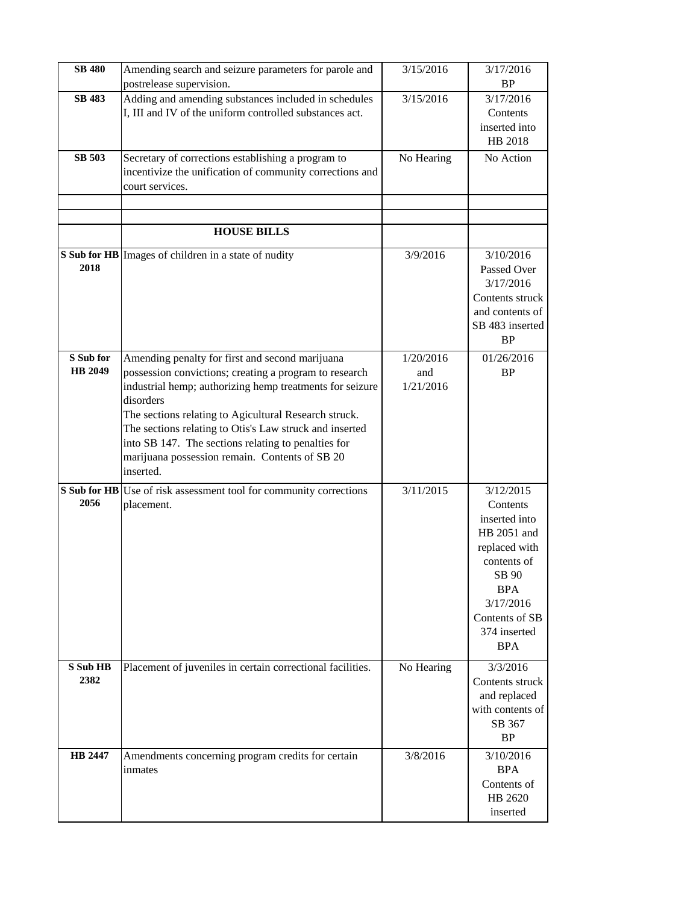| | | | |
|---|---|---|---|
| **SB 480** | Amending search and seizure parameters for parole and postrelease supervision. | 3/15/2016 | 3/17/2016 BP |
| **SB 483** | Adding and amending substances included in schedules I, III and IV of the uniform controlled substances act. | 3/15/2016 | 3/17/2016 Contents inserted into HB 2018 |
| **SB 503** | Secretary of corrections establishing a program to incentivize the unification of community corrections and court services. | No Hearing | No Action |
| | | | |
| | | | |
| | **HOUSE BILLS** | | |
| **S Sub for HB 2018** | Images of children in a state of nudity | 3/9/2016 | 3/10/2016 Passed Over 3/17/2016 Contents struck and contents of SB 483 inserted BP |
| **S Sub for HB 2049** | Amending penalty for first and second marijuana possession convictions; creating a program to research industrial hemp; authorizing hemp treatments for seizure disorders The sections relating to Agicultural Research struck. The sections relating to Otis's Law struck and inserted into SB 147. The sections relating to penalties for marijuana possession remain. Contents of SB 20 inserted. | 1/20/2016 and 1/21/2016 | 01/26/2016 BP |
| **S Sub for HB 2056** | Use of risk assessment tool for community corrections placement. | 3/11/2015 | 3/12/2015 Contents inserted into HB 2051 and replaced with contents of SB 90 BPA 3/17/2016 Contents of SB 374 inserted BPA |
| **S Sub HB 2382** | Placement of juveniles in certain correctional facilities. | No Hearing | 3/3/2016 Contents struck and replaced with contents of SB 367 BP |
| **HB 2447** | Amendments concerning program credits for certain inmates | 3/8/2016 | 3/10/2016 BPA Contents of HB 2620 inserted |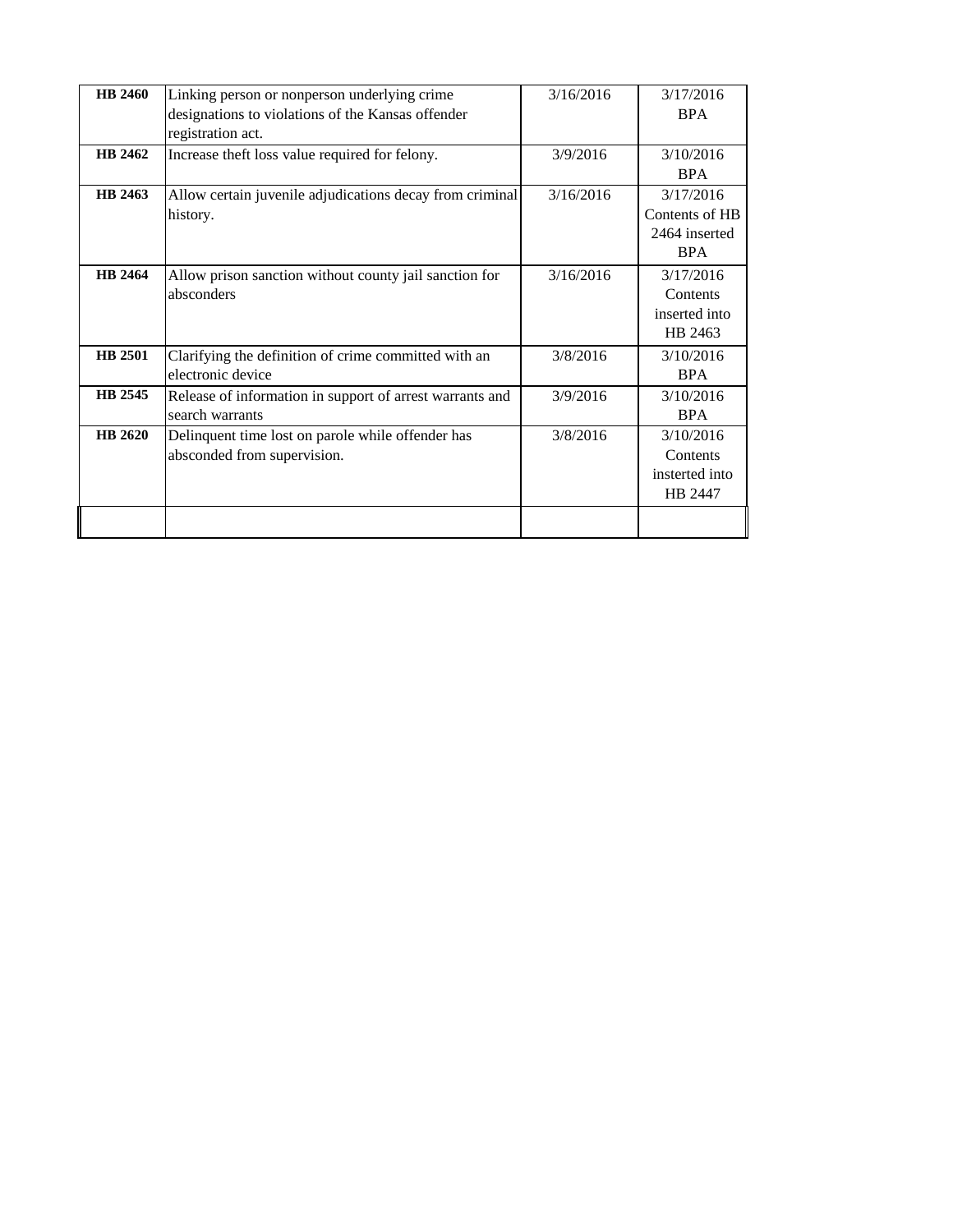| | | | |
|---|---|---|---|
| **HB 2460** | Linking person or nonperson underlying crime designations to violations of the Kansas offender registration act. | 3/16/2016 | 3/17/2016 BPA |
| **HB 2462** | Increase theft loss value required for felony. | 3/9/2016 | 3/10/2016 BPA |
| **HB 2463** | Allow certain juvenile adjudications decay from criminal history. | 3/16/2016 | 3/17/2016 Contents of HB 2464 inserted BPA |
| **HB 2464** | Allow prison sanction without county jail sanction for absconders | 3/16/2016 | 3/17/2016 Contents inserted into HB 2463 |
| **HB 2501** | Clarifying the definition of crime committed with an electronic device | 3/8/2016 | 3/10/2016 BPA |
| **HB 2545** | Release of information in support of arrest warrants and search warrants | 3/9/2016 | 3/10/2016 BPA |
| **HB 2620** | Delinquent time lost on parole while offender has absconded from supervision. | 3/8/2016 | 3/10/2016 Contents insterted into HB 2447 |
| | | | |